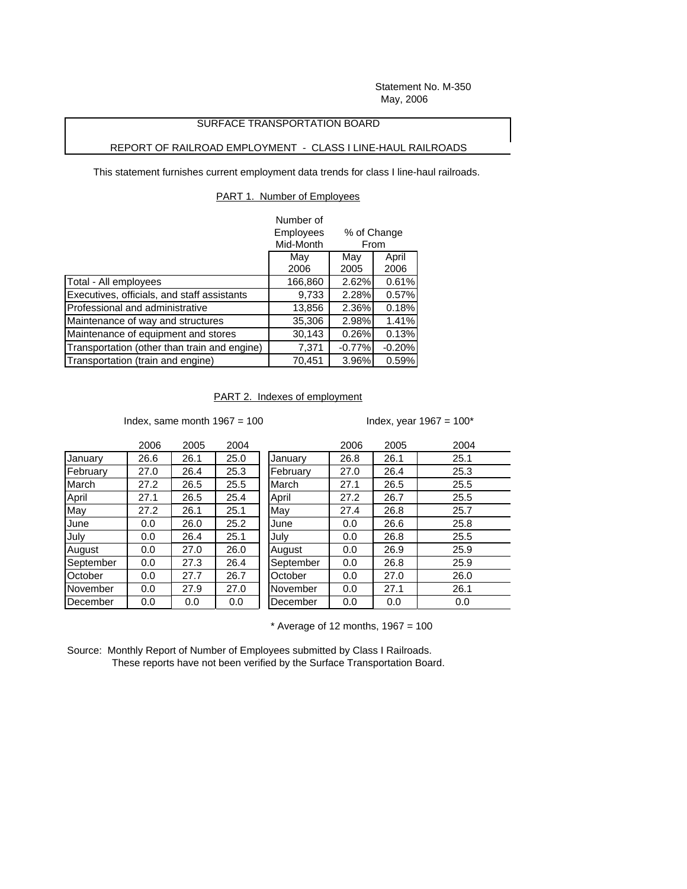Statement No. M-350
May, 2006

# SURFACE TRANSPORTATION BOARD

## REPORT OF RAILROAD EMPLOYMENT - CLASS I LINE-HAUL RAILROADS

This statement furnishes current employment data trends for class I line-haul railroads.

### PART 1. Number of Employees

| | Number of Employees Mid-Month | % of Change From | |
|---|---|---|---|
| | May 2006 | May 2005 | April 2006 |
| Total - All employees | 166,860 | 2.62% | 0.61% |
| Executives, officials, and staff assistants | 9,733 | 2.28% | 0.57% |
| Professional and administrative | 13,856 | 2.36% | 0.18% |
| Maintenance of way and structures | 35,306 | 2.98% | 1.41% |
| Maintenance of equipment and stores | 30,143 | 0.26% | 0.13% |
| Transportation (other than train and engine) | 7,371 | -0.77% | -0.20% |
| Transportation (train and engine) | 70,451 | 3.96% | 0.59% |

### PART 2. Indexes of employment

Index, same month 1967 = 100

| | 2006 | 2005 | 2004 |
|---|---|---|---|
| January | 26.6 | 26.1 | 25.0 |
| February | 27.0 | 26.4 | 25.3 |
| March | 27.2 | 26.5 | 25.5 |
| April | 27.1 | 26.5 | 25.4 |
| May | 27.2 | 26.1 | 25.1 |
| June | 0.0 | 26.0 | 25.2 |
| July | 0.0 | 26.4 | 25.1 |
| August | 0.0 | 27.0 | 26.0 |
| September | 0.0 | 27.3 | 26.4 |
| October | 0.0 | 27.7 | 26.7 |
| November | 0.0 | 27.9 | 27.0 |
| December | 0.0 | 0.0 | 0.0 |

Index, year 1967 = 100*

| | 2006 | 2005 | 2004 |
|---|---|---|---|
| January | 26.8 | 26.1 | 25.1 |
| February | 27.0 | 26.4 | 25.3 |
| March | 27.1 | 26.5 | 25.5 |
| April | 27.2 | 26.7 | 25.5 |
| May | 27.4 | 26.8 | 25.7 |
| June | 0.0 | 26.6 | 25.8 |
| July | 0.0 | 26.8 | 25.5 |
| August | 0.0 | 26.9 | 25.9 |
| September | 0.0 | 26.8 | 25.9 |
| October | 0.0 | 27.0 | 26.0 |
| November | 0.0 | 27.1 | 26.1 |
| December | 0.0 | 0.0 | 0.0 |

* Average of 12 months, 1967 = 100

Source: Monthly Report of Number of Employees submitted by Class I Railroads.
These reports have not been verified by the Surface Transportation Board.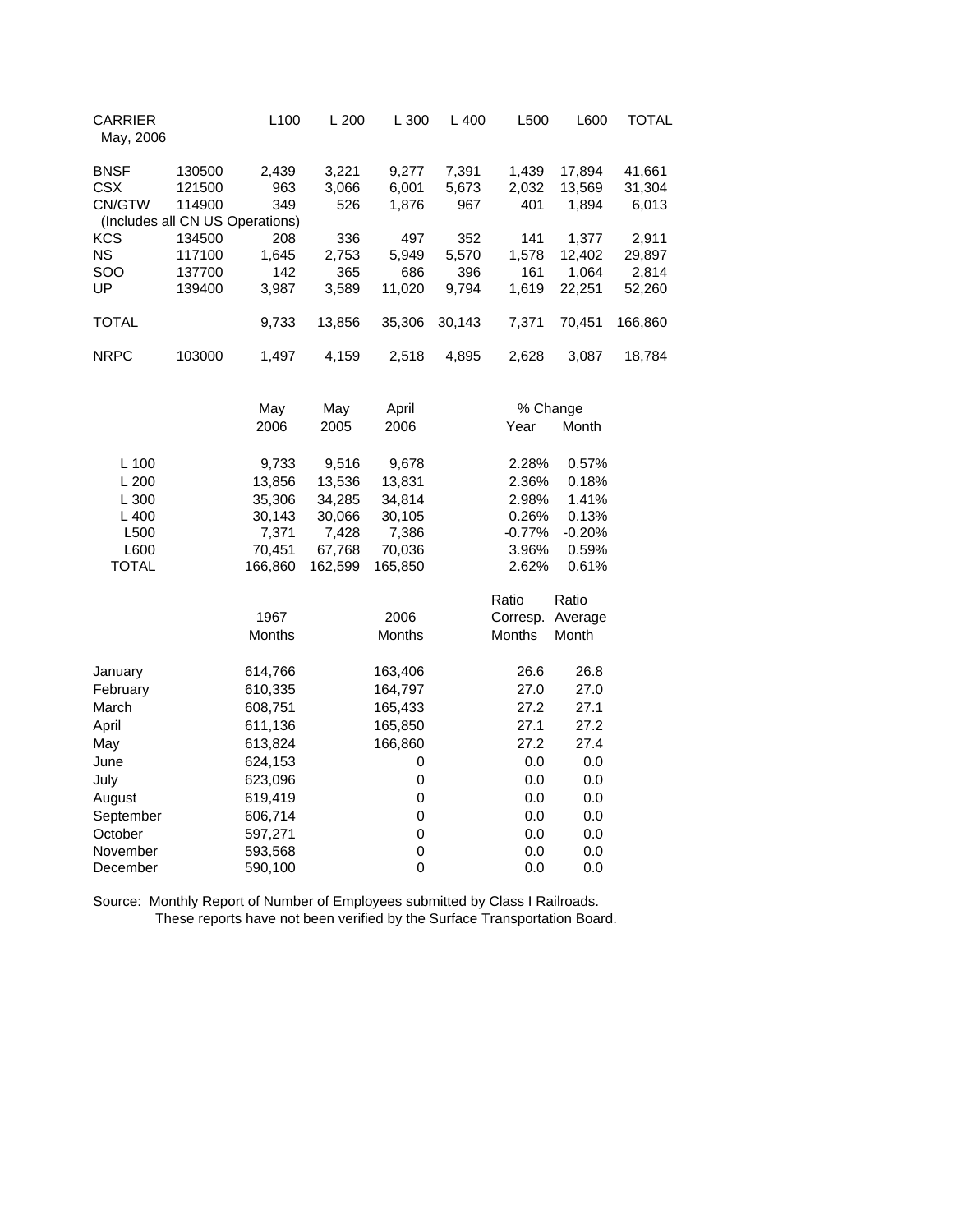| CARRIER May, 2006 | | L100 | L 200 | L 300 | L 400 | L500 | L600 | TOTAL |
|---|---|---|---|---|---|---|---|---|
| BNSF | 130500 | 2,439 | 3,221 | 9,277 | 7,391 | 1,439 | 17,894 | 41,661 |
| CSX | 121500 | 963 | 3,066 | 6,001 | 5,673 | 2,032 | 13,569 | 31,304 |
| CN/GTW | 114900 | 349 | 526 | 1,876 | 967 | 401 | 1,894 | 6,013 |
| (Includes all CN US Operations) | | | | | | | | |
| KCS | 134500 | 208 | 336 | 497 | 352 | 141 | 1,377 | 2,911 |
| NS | 117100 | 1,645 | 2,753 | 5,949 | 5,570 | 1,578 | 12,402 | 29,897 |
| SOO | 137700 | 142 | 365 | 686 | 396 | 161 | 1,064 | 2,814 |
| UP | 139400 | 3,987 | 3,589 | 11,020 | 9,794 | 1,619 | 22,251 | 52,260 |
| TOTAL | | 9,733 | 13,856 | 35,306 | 30,143 | 7,371 | 70,451 | 166,860 |
| NRPC | 103000 | 1,497 | 4,159 | 2,518 | 4,895 | 2,628 | 3,087 | 18,784 |

| | May 2006 | May 2005 | April 2006 | % Change Year | % Change Month |
|---|---|---|---|---|---|
| L 100 | 9,733 | 9,516 | 9,678 | 2.28% | 0.57% |
| L 200 | 13,856 | 13,536 | 13,831 | 2.36% | 0.18% |
| L 300 | 35,306 | 34,285 | 34,814 | 2.98% | 1.41% |
| L 400 | 30,143 | 30,066 | 30,105 | 0.26% | 0.13% |
| L500 | 7,371 | 7,428 | 7,386 | -0.77% | -0.20% |
| L600 | 70,451 | 67,768 | 70,036 | 3.96% | 0.59% |
| TOTAL | 166,860 | 162,599 | 165,850 | 2.62% | 0.61% |

| | 1967 Months | 2006 Months | Ratio Corresp. Months | Ratio Average Month |
|---|---|---|---|---|
| January | 614,766 | 163,406 | 26.6 | 26.8 |
| February | 610,335 | 164,797 | 27.0 | 27.0 |
| March | 608,751 | 165,433 | 27.2 | 27.1 |
| April | 611,136 | 165,850 | 27.1 | 27.2 |
| May | 613,824 | 166,860 | 27.2 | 27.4 |
| June | 624,153 | 0 | 0.0 | 0.0 |
| July | 623,096 | 0 | 0.0 | 0.0 |
| August | 619,419 | 0 | 0.0 | 0.0 |
| September | 606,714 | 0 | 0.0 | 0.0 |
| October | 597,271 | 0 | 0.0 | 0.0 |
| November | 593,568 | 0 | 0.0 | 0.0 |
| December | 590,100 | 0 | 0.0 | 0.0 |

Source: Monthly Report of Number of Employees submitted by Class I Railroads.
These reports have not been verified by the Surface Transportation Board.